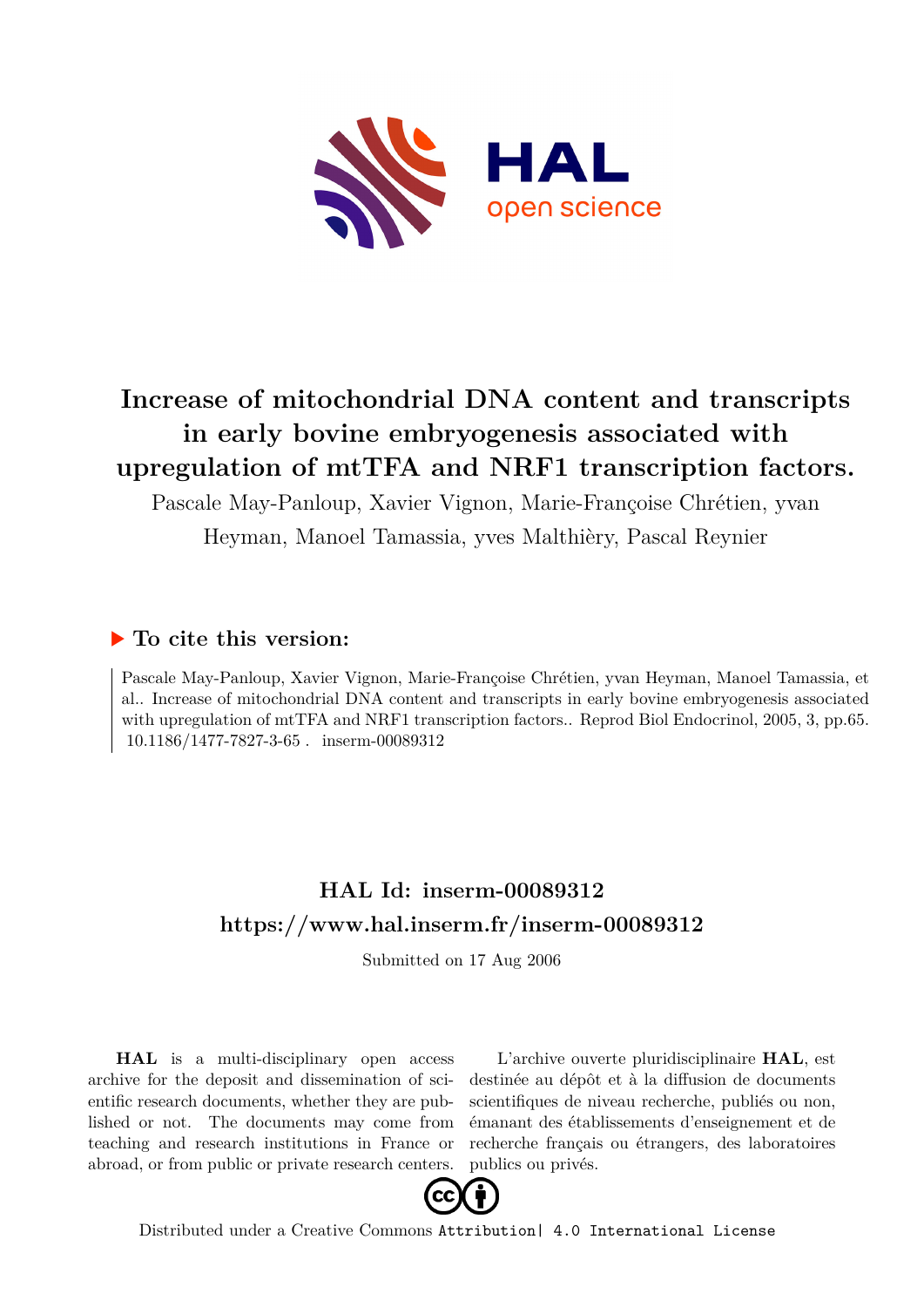# Increase of mitochondrial DNA content and transcripts in early bovine embryogenesis associated with upregulation of mtTFA and NRF1 transcription factors.

Pascale May-Panloup, Xavier Vignon, Marie-Françoise Chrétien, yvan Heyman, Manoel Tamassia, yves Malthièry, Pascal Reynier

## ▶ To cite this version:

Pascale May-Panloup, Xavier Vignon, Marie-Françoise Chrétien, yvan Heyman, Manoel Tamassia, et al.. Increase of mitochondrial DNA content and transcripts in early bovine embryogenesis associated with upregulation of mtTFA and NRF1 transcription factors.. Reprod Biol Endocrinol, 2005, 3, pp.65. 10.1186/1477-7827-3-65 . inserm-00089312

## HAL Id: inserm-00089312
## https://www.hal.inserm.fr/inserm-00089312

Submitted on 17 Aug 2006

**HAL** is a multi-disciplinary open access archive for the deposit and dissemination of scientific research documents, whether they are published or not. The documents may come from teaching and research institutions in France or abroad, or from public or private research centers.

L'archive ouverte pluridisciplinaire **HAL**, est destinée au dépôt et à la diffusion de documents scientifiques de niveau recherche, publiés ou non, émanant des établissements d'enseignement et de recherche français ou étrangers, des laboratoires publics ou privés.

Distributed under a Creative Commons Attribution| 4.0 International License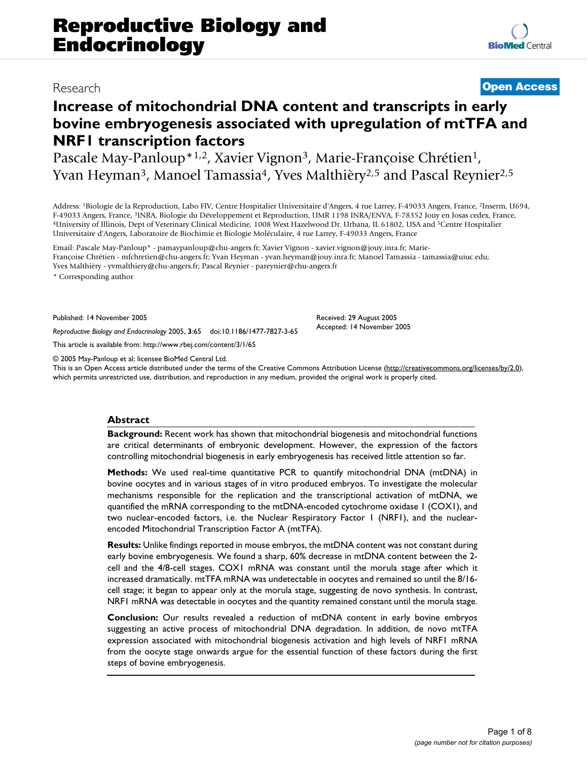# Increase of mitochondrial DNA content and transcripts in early bovine embryogenesis associated with upregulation of mtTFA and NRF1 transcription factors

Pascale May-Panloup*[1,2], Xavier Vignon[3], Marie-Françoise Chrétien[1], Yvan Heyman[3], Manoel Tamassia[4], Yves Malthièry[2,5] and Pascal Reynier[2,5]

Address: [1]Biologie de la Reproduction, Labo FIV, Centre Hospitalier Universitaire d'Angers, 4 rue Larrey, F-49033 Angers, France, [2]Inserm, U694, F-49033 Angers, France, [3]INRA, Biologie du Développement et Reproduction, UMR 1198 INRA/ENVA, F-78352 Jouy en Josas cedex, France, [4]University of Illinois, Dept of Veterinary Clinical Medicine, 1008 West Hazelwood Dr. Urbana, IL 61802, USA and [5]Centre Hospitalier Universitaire d'Angers, Laboratoire de Biochimie et Biologie Moléculaire, 4 rue Larrey, F-49033 Angers, France

Email: Pascale May-Panloup* - pamaypanloup@chu-angers.fr; Xavier Vignon - xavier.vignon@jouy.inra.fr; Marie-Françoise Chrétien - mfchretien@chu-angers.fr; Yvan Heyman - yvan.heyman@jouy.inra.fr; Manoel Tamassia - tamassia@uiuc.edu; Yves Malthièry - yvmalthiery@chu-angers.fr; Pascal Reynier - pareynier@chu-angers.fr

\* Corresponding author

Published: 14 November 2005

*Reproductive Biology and Endocrinology* 2005, **3**:65 doi:10.1186/1477-7827-3-65

Received: 29 August 2005
Accepted: 14 November 2005

This article is available from: http://www.rbej.com/content/3/1/65

© 2005 May-Panloup et al; licensee BioMed Central Ltd.
This is an Open Access article distributed under the terms of the Creative Commons Attribution License (http://creativecommons.org/licenses/by/2.0), which permits unrestricted use, distribution, and reproduction in any medium, provided the original work is properly cited.

## Abstract

**Background:** Recent work has shown that mitochondrial biogenesis and mitochondrial functions are critical determinants of embryonic development. However, the expression of the factors controlling mitochondrial biogenesis in early embryogenesis has received little attention so far.

**Methods:** We used real-time quantitative PCR to quantify mitochondrial DNA (mtDNA) in bovine oocytes and in various stages of in vitro produced embryos. To investigate the molecular mechanisms responsible for the replication and the transcriptional activation of mtDNA, we quantified the mRNA corresponding to the mtDNA-encoded cytochrome oxidase 1 (COX1), and two nuclear-encoded factors, i.e. the Nuclear Respiratory Factor 1 (NRF1), and the nuclear-encoded Mitochondrial Transcription Factor A (mtTFA).

**Results:** Unlike findings reported in mouse embryos, the mtDNA content was not constant during early bovine embryogenesis. We found a sharp, 60% decrease in mtDNA content between the 2-cell and the 4/8-cell stages. COX1 mRNA was constant until the morula stage after which it increased dramatically. mtTFA mRNA was undetectable in oocytes and remained so until the 8/16-cell stage; it began to appear only at the morula stage, suggesting de novo synthesis. In contrast, NRF1 mRNA was detectable in oocytes and the quantity remained constant until the morula stage.

**Conclusion:** Our results revealed a reduction of mtDNA content in early bovine embryos suggesting an active process of mitochondrial DNA degradation. In addition, de novo mtTFA expression associated with mitochondrial biogenesis activation and high levels of NRF1 mRNA from the oocyte stage onwards argue for the essential function of these factors during the first steps of bovine embryogenesis.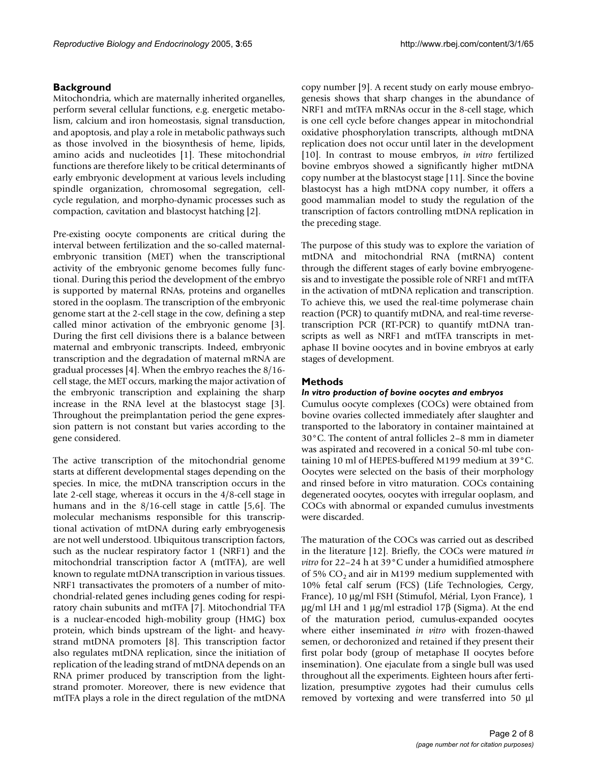## Background

Mitochondria, which are maternally inherited organelles, perform several cellular functions, e.g. energetic metabolism, calcium and iron homeostasis, signal transduction, and apoptosis, and play a role in metabolic pathways such as those involved in the biosynthesis of heme, lipids, amino acids and nucleotides [1]. These mitochondrial functions are therefore likely to be critical determinants of early embryonic development at various levels including spindle organization, chromosomal segregation, cell-cycle regulation, and morpho-dynamic processes such as compaction, cavitation and blastocyst hatching [2].

Pre-existing oocyte components are critical during the interval between fertilization and the so-called maternal-embryonic transition (MET) when the transcriptional activity of the embryonic genome becomes fully functional. During this period the development of the embryo is supported by maternal RNAs, proteins and organelles stored in the ooplasm. The transcription of the embryonic genome start at the 2-cell stage in the cow, defining a step called minor activation of the embryonic genome [3]. During the first cell divisions there is a balance between maternal and embryonic transcripts. Indeed, embryonic transcription and the degradation of maternal mRNA are gradual processes [4]. When the embryo reaches the 8/16-cell stage, the MET occurs, marking the major activation of the embryonic transcription and explaining the sharp increase in the RNA level at the blastocyst stage [3]. Throughout the preimplantation period the gene expression pattern is not constant but varies according to the gene considered.

The active transcription of the mitochondrial genome starts at different developmental stages depending on the species. In mice, the mtDNA transcription occurs in the late 2-cell stage, whereas it occurs in the 4/8-cell stage in humans and in the 8/16-cell stage in cattle [5,6]. The molecular mechanisms responsible for this transcriptional activation of mtDNA during early embryogenesis are not well understood. Ubiquitous transcription factors, such as the nuclear respiratory factor 1 (NRF1) and the mitochondrial transcription factor A (mtTFA), are well known to regulate mtDNA transcription in various tissues. NRF1 transactivates the promoters of a number of mitochondrial-related genes including genes coding for respiratory chain subunits and mtTFA [7]. Mitochondrial TFA is a nuclear-encoded high-mobility group (HMG) box protein, which binds upstream of the light- and heavy-strand mtDNA promoters [8]. This transcription factor also regulates mtDNA replication, since the initiation of replication of the leading strand of mtDNA depends on an RNA primer produced by transcription from the light-strand promoter. Moreover, there is new evidence that mtTFA plays a role in the direct regulation of the mtDNA copy number [9]. A recent study on early mouse embryogenesis shows that sharp changes in the abundance of NRF1 and mtTFA mRNAs occur in the 8-cell stage, which is one cell cycle before changes appear in mitochondrial oxidative phosphorylation transcripts, although mtDNA replication does not occur until later in the development [10]. In contrast to mouse embryos, *in vitro* fertilized bovine embryos showed a significantly higher mtDNA copy number at the blastocyst stage [11]. Since the bovine blastocyst has a high mtDNA copy number, it offers a good mammalian model to study the regulation of the transcription of factors controlling mtDNA replication in the preceding stage.

The purpose of this study was to explore the variation of mtDNA and mitochondrial RNA (mtRNA) content through the different stages of early bovine embryogenesis and to investigate the possible role of NRF1 and mtTFA in the activation of mtDNA replication and transcription. To achieve this, we used the real-time polymerase chain reaction (PCR) to quantify mtDNA, and real-time reverse-transcription PCR (RT-PCR) to quantify mtDNA transcripts as well as NRF1 and mtTFA transcripts in metaphase II bovine oocytes and in bovine embryos at early stages of development.

## Methods

### *In vitro production of bovine oocytes and embryos*

Cumulus oocyte complexes (COCs) were obtained from bovine ovaries collected immediately after slaughter and transported to the laboratory in container maintained at 30°C. The content of antral follicles 2–8 mm in diameter was aspirated and recovered in a conical 50-ml tube containing 10 ml of HEPES-buffered M199 medium at 39°C. Oocytes were selected on the basis of their morphology and rinsed before in vitro maturation. COCs containing degenerated oocytes, oocytes with irregular ooplasm, and COCs with abnormal or expanded cumulus investments were discarded.

The maturation of the COCs was carried out as described in the literature [12]. Briefly, the COCs were matured *in vitro* for 22–24 h at 39°C under a humidified atmosphere of 5% $CO_2$ and air in M199 medium supplemented with 10% fetal calf serum (FCS) (Life Technologies, Cergy, France), 10 µg/ml FSH (Stimufol, Mérial, Lyon France), 1 µg/ml LH and 1 µg/ml estradiol 17β (Sigma). At the end of the maturation period, cumulus-expanded oocytes where either inseminated *in vitro* with frozen-thawed semen, or dechoronized and retained if they present their first polar body (group of metaphase II oocytes before insemination). One ejaculate from a single bull was used throughout all the experiments. Eighteen hours after fertilization, presumptive zygotes had their cumulus cells removed by vortexing and were transferred into 50 µl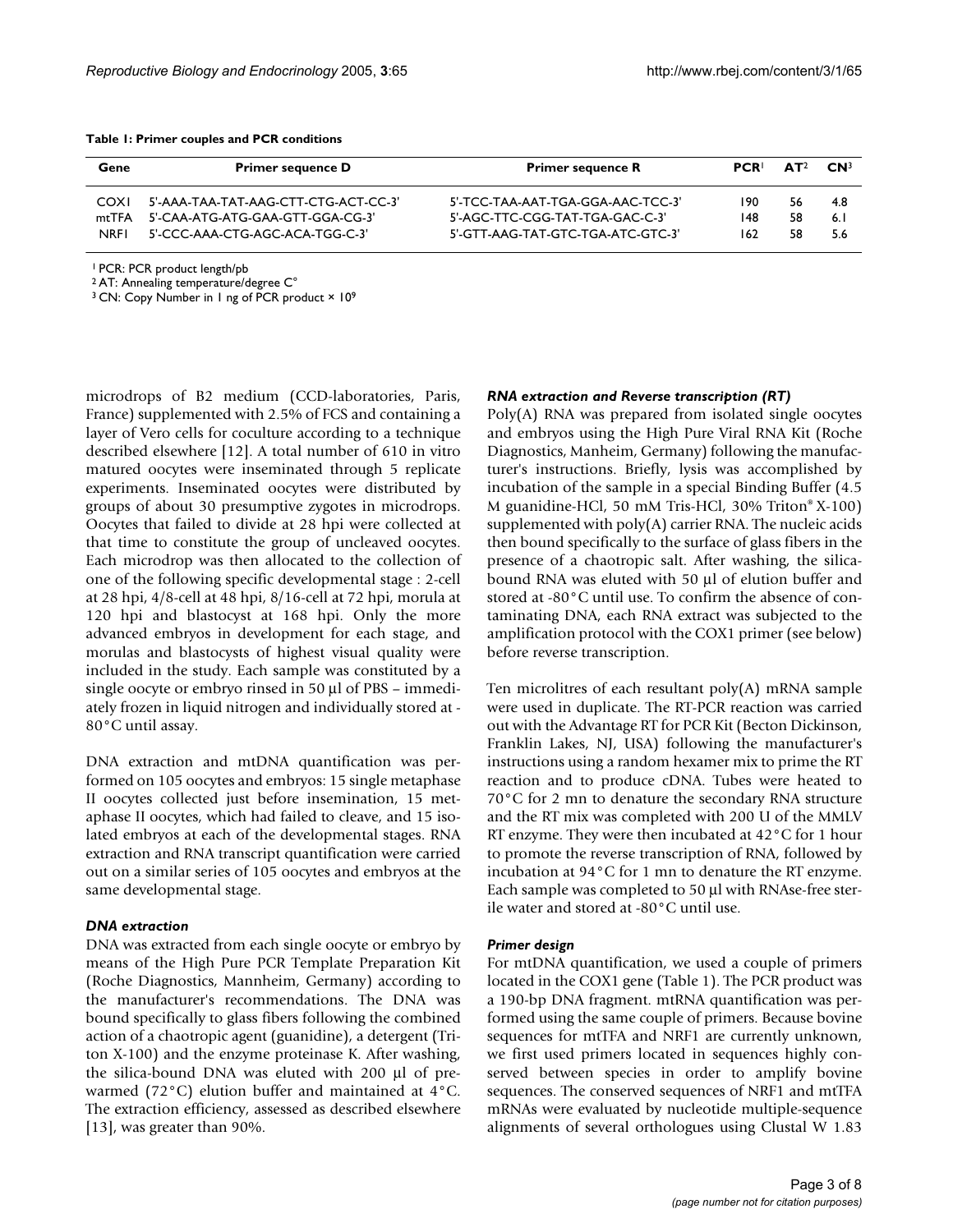**Table 1: Primer couples and PCR conditions**

| Gene | Primer sequence D | Primer sequence R | PCR[1] | AT[2] | CN[3] |
| --- | --- | --- | --- | --- | --- |
| COX1 | 5'-AAA-TAA-TAT-AAG-CTT-CTG-ACT-CC-3' | 5'-TCC-TAA-AAT-TGA-GGA-AAC-TCC-3' | 190 | 56 | 4.8 |
| mtTFA | 5'-CAA-ATG-ATG-GAA-GTT-GGA-CG-3' | 5'-AGC-TTC-CGG-TAT-TGA-GAC-C-3' | 148 | 58 | 6.1 |
| NRF1 | 5'-CCC-AAA-CTG-AGC-ACA-TGG-C-3' | 5'-GTT-AAG-TAT-GTC-TGA-ATC-GTC-3' | 162 | 58 | 5.6 |

[1] PCR: PCR product length/pb
[2] AT: Annealing temperature/degree C°
[3] CN: Copy Number in 1 ng of PCR product × $10^9$

microdrops of B2 medium (CCD-laboratories, Paris, France) supplemented with 2.5% of FCS and containing a layer of Vero cells for coculture according to a technique described elsewhere [12]. A total number of 610 in vitro matured oocytes were inseminated through 5 replicate experiments. Inseminated oocytes were distributed by groups of about 30 presumptive zygotes in microdrops. Oocytes that failed to divide at 28 hpi were collected at that time to constitute the group of uncleaved oocytes. Each microdrop was then allocated to the collection of one of the following specific developmental stage : 2-cell at 28 hpi, 4/8-cell at 48 hpi, 8/16-cell at 72 hpi, morula at 120 hpi and blastocyst at 168 hpi. Only the more advanced embryos in development for each stage, and morulas and blastocysts of highest visual quality were included in the study. Each sample was constituted by a single oocyte or embryo rinsed in 50 µl of PBS – immediately frozen in liquid nitrogen and individually stored at -80°C until assay.

DNA extraction and mtDNA quantification was performed on 105 oocytes and embryos: 15 single metaphase II oocytes collected just before insemination, 15 metaphase II oocytes, which had failed to cleave, and 15 isolated embryos at each of the developmental stages. RNA extraction and RNA transcript quantification were carried out on a similar series of 105 oocytes and embryos at the same developmental stage.

### *DNA extraction*

DNA was extracted from each single oocyte or embryo by means of the High Pure PCR Template Preparation Kit (Roche Diagnostics, Mannheim, Germany) according to the manufacturer's recommendations. The DNA was bound specifically to glass fibers following the combined action of a chaotropic agent (guanidine), a detergent (Triton X-100) and the enzyme proteinase K. After washing, the silica-bound DNA was eluted with 200 µl of prewarmed (72°C) elution buffer and maintained at 4°C. The extraction efficiency, assessed as described elsewhere [13], was greater than 90%.

### *RNA extraction and Reverse transcription (RT)*

Poly(A) RNA was prepared from isolated single oocytes and embryos using the High Pure Viral RNA Kit (Roche Diagnostics, Manheim, Germany) following the manufacturer's instructions. Briefly, lysis was accomplished by incubation of the sample in a special Binding Buffer (4.5 M guanidine-HCl, 50 mM Tris-HCl, 30% Triton® X-100) supplemented with poly(A) carrier RNA. The nucleic acids then bound specifically to the surface of glass fibers in the presence of a chaotropic salt. After washing, the silica-bound RNA was eluted with 50 µl of elution buffer and stored at -80°C until use. To confirm the absence of contaminating DNA, each RNA extract was subjected to the amplification protocol with the COX1 primer (see below) before reverse transcription.

Ten microlitres of each resultant poly(A) mRNA sample were used in duplicate. The RT-PCR reaction was carried out with the Advantage RT for PCR Kit (Becton Dickinson, Franklin Lakes, NJ, USA) following the manufacturer's instructions using a random hexamer mix to prime the RT reaction and to produce cDNA. Tubes were heated to 70°C for 2 mn to denature the secondary RNA structure and the RT mix was completed with 200 U of the MMLV RT enzyme. They were then incubated at 42°C for 1 hour to promote the reverse transcription of RNA, followed by incubation at 94°C for 1 mn to denature the RT enzyme. Each sample was completed to 50 µl with RNAse-free sterile water and stored at -80°C until use.

### *Primer design*

For mtDNA quantification, we used a couple of primers located in the COX1 gene (Table 1). The PCR product was a 190-bp DNA fragment. mtRNA quantification was performed using the same couple of primers. Because bovine sequences for mtTFA and NRF1 are currently unknown, we first used primers located in sequences highly conserved between species in order to amplify bovine sequences. The conserved sequences of NRF1 and mtTFA mRNAs were evaluated by nucleotide multiple-sequence alignments of several orthologues using Clustal W 1.83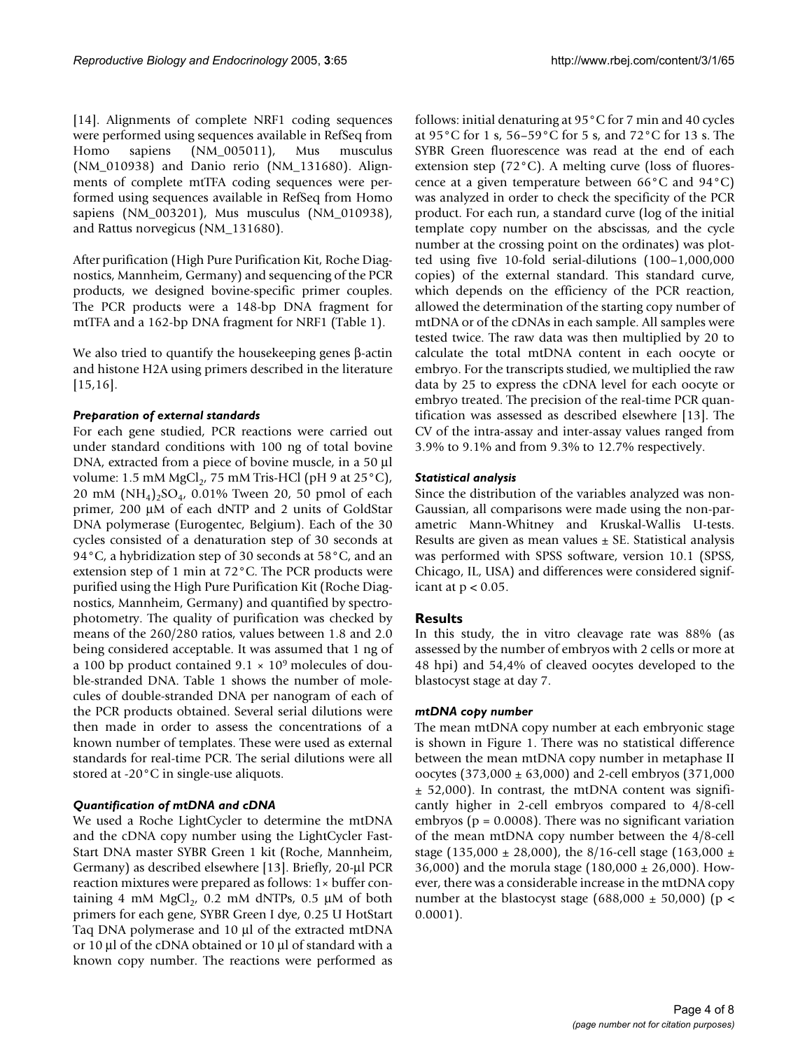[14]. Alignments of complete NRF1 coding sequences were performed using sequences available in RefSeq from Homo sapiens (NM_005011), Mus musculus (NM_010938) and Danio rerio (NM_131680). Alignments of complete mtTFA coding sequences were performed using sequences available in RefSeq from Homo sapiens (NM_003201), Mus musculus (NM_010938), and Rattus norvegicus (NM_131680).

After purification (High Pure Purification Kit, Roche Diagnostics, Mannheim, Germany) and sequencing of the PCR products, we designed bovine-specific primer couples. The PCR products were a 148-bp DNA fragment for mtTFA and a 162-bp DNA fragment for NRF1 (Table 1).

We also tried to quantify the housekeeping genes β-actin and histone H2A using primers described in the literature [15,16].

### *Preparation of external standards*

For each gene studied, PCR reactions were carried out under standard conditions with 100 ng of total bovine DNA, extracted from a piece of bovine muscle, in a 50 µl volume: 1.5 mM $MgCl_2$, 75 mM Tris-HCl (pH 9 at 25°C), 20 mM $(NH_4)_2SO_4$, 0.01% Tween 20, 50 pmol of each primer, 200 µM of each dNTP and 2 units of GoldStar DNA polymerase (Eurogentec, Belgium). Each of the 30 cycles consisted of a denaturation step of 30 seconds at 94°C, a hybridization step of 30 seconds at 58°C, and an extension step of 1 min at 72°C. The PCR products were purified using the High Pure Purification Kit (Roche Diagnostics, Mannheim, Germany) and quantified by spectrophotometry. The quality of purification was checked by means of the 260/280 ratios, values between 1.8 and 2.0 being considered acceptable. It was assumed that 1 ng of a 100 bp product contained $9.1 \times 10^9$ molecules of double-stranded DNA. Table 1 shows the number of molecules of double-stranded DNA per nanogram of each of the PCR products obtained. Several serial dilutions were then made in order to assess the concentrations of a known number of templates. These were used as external standards for real-time PCR. The serial dilutions were all stored at -20°C in single-use aliquots.

### *Quantification of mtDNA and cDNA*

We used a Roche LightCycler to determine the mtDNA and the cDNA copy number using the LightCycler Fast-Start DNA master SYBR Green 1 kit (Roche, Mannheim, Germany) as described elsewhere [13]. Briefly, 20-µl PCR reaction mixtures were prepared as follows: 1× buffer containing 4 mM $MgCl_2$, 0.2 mM dNTPs, 0.5 µM of both primers for each gene, SYBR Green I dye, 0.25 U HotStart Taq DNA polymerase and 10 µl of the extracted mtDNA or 10 µl of the cDNA obtained or 10 µl of standard with a known copy number. The reactions were performed as follows: initial denaturing at 95°C for 7 min and 40 cycles at 95°C for 1 s, 56–59°C for 5 s, and 72°C for 13 s. The SYBR Green fluorescence was read at the end of each extension step (72°C). A melting curve (loss of fluorescence at a given temperature between 66°C and 94°C) was analyzed in order to check the specificity of the PCR product. For each run, a standard curve (log of the initial template copy number on the abscissas, and the cycle number at the crossing point on the ordinates) was plotted using five 10-fold serial-dilutions (100–1,000,000 copies) of the external standard. This standard curve, which depends on the efficiency of the PCR reaction, allowed the determination of the starting copy number of mtDNA or of the cDNAs in each sample. All samples were tested twice. The raw data was then multiplied by 20 to calculate the total mtDNA content in each oocyte or embryo. For the transcripts studied, we multiplied the raw data by 25 to express the cDNA level for each oocyte or embryo treated. The precision of the real-time PCR quantification was assessed as described elsewhere [13]. The CV of the intra-assay and inter-assay values ranged from 3.9% to 9.1% and from 9.3% to 12.7% respectively.

### *Statistical analysis*

Since the distribution of the variables analyzed was non-Gaussian, all comparisons were made using the non-parametric Mann-Whitney and Kruskal-Wallis U-tests. Results are given as mean values ± SE. Statistical analysis was performed with SPSS software, version 10.1 (SPSS, Chicago, IL, USA) and differences were considered significant at $p < 0.05$.

## Results

In this study, the in vitro cleavage rate was 88% (as assessed by the number of embryos with 2 cells or more at 48 hpi) and 54,4% of cleaved oocytes developed to the blastocyst stage at day 7.

### *mtDNA copy number*

The mean mtDNA copy number at each embryonic stage is shown in Figure 1. There was no statistical difference between the mean mtDNA copy number in metaphase II oocytes (373,000 ± 63,000) and 2-cell embryos (371,000 ± 52,000). In contrast, the mtDNA content was significantly higher in 2-cell embryos compared to 4/8-cell embryos ($p = 0.0008$). There was no significant variation of the mean mtDNA copy number between the 4/8-cell stage (135,000 ± 28,000), the 8/16-cell stage (163,000 ± 36,000) and the morula stage (180,000 ± 26,000). However, there was a considerable increase in the mtDNA copy number at the blastocyst stage (688,000 ± 50,000) ($p < 0.0001$).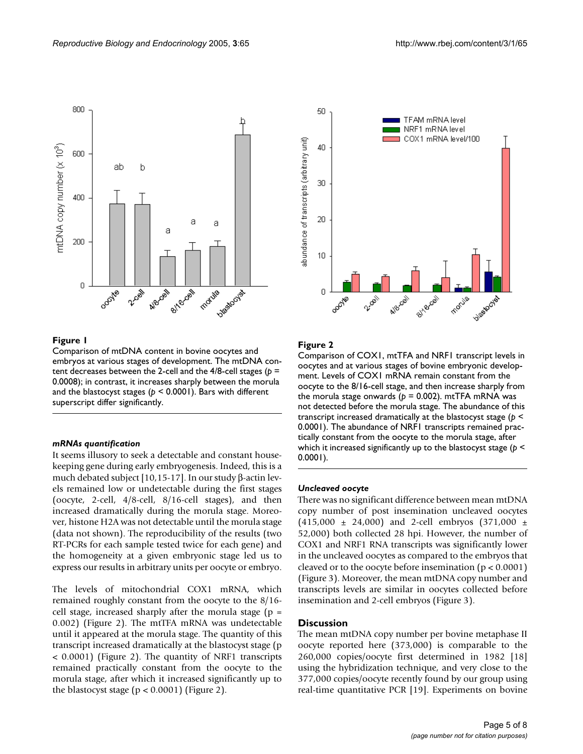**Figure 1**

Comparison of mtDNA content in bovine oocytes and embryos at various stages of development. The mtDNA content decreases between the 2-cell and the 4/8-cell stages ($p = 0.0008$); in contrast, it increases sharply between the morula and the blastocyst stages ($p < 0.0001$). Bars with different superscript differ significantly.

**Figure 2**

Comparison of COX1, mtTFA and NRF1 transcript levels in oocytes and at various stages of bovine embryonic development. Levels of COX1 mRNA remain constant from the oocyte to the 8/16-cell stage, and then increase sharply from the morula stage onwards ($p = 0.002$). mtTFA mRNA was not detected before the morula stage. The abundance of this transcript increased dramatically at the blastocyst stage ($p < 0.0001$). The abundance of NRF1 transcripts remained practically constant from the oocyte to the morula stage, after which it increased significantly up to the blastocyst stage ($p < 0.0001$).

### *mRNAs quantification*

It seems illusory to seek a detectable and constant housekeeping gene during early embryogenesis. Indeed, this is a much debated subject [10,15-17]. In our study β-actin levels remained low or undetectable during the first stages (oocyte, 2-cell, 4/8-cell, 8/16-cell stages), and then increased dramatically during the morula stage. Moreover, histone H2A was not detectable until the morula stage (data not shown). The reproducibility of the results (two RT-PCRs for each sample tested twice for each gene) and the homogeneity at a given embryonic stage led us to express our results in arbitrary units per oocyte or embryo.

The levels of mitochondrial COX1 mRNA, which remained roughly constant from the oocyte to the 8/16-cell stage, increased sharply after the morula stage ($p = 0.002$) (Figure 2). The mtTFA mRNA was undetectable until it appeared at the morula stage. The quantity of this transcript increased dramatically at the blastocyst stage ($p < 0.0001$) (Figure 2). The quantity of NRF1 transcripts remained practically constant from the oocyte to the morula stage, after which it increased significantly up to the blastocyst stage ($p < 0.0001$) (Figure 2).

### *Uncleaved oocyte*

There was no significant difference between mean mtDNA copy number of post insemination uncleaved oocytes (415,000 ± 24,000) and 2-cell embryos (371,000 ± 52,000) both collected 28 hpi. However, the number of COX1 and NRF1 RNA transcripts was significantly lower in the uncleaved oocytes as compared to the embryos that cleaved or to the oocyte before insemination ($p < 0.0001$) (Figure 3). Moreover, the mean mtDNA copy number and transcripts levels are similar in oocytes collected before insemination and 2-cell embryos (Figure 3).

## Discussion

The mean mtDNA copy number per bovine metaphase II oocyte reported here (373,000) is comparable to the 260,000 copies/oocyte first determined in 1982 [18] using the hybridization technique, and very close to the 377,000 copies/oocyte recently found by our group using real-time quantitative PCR [19]. Experiments on bovine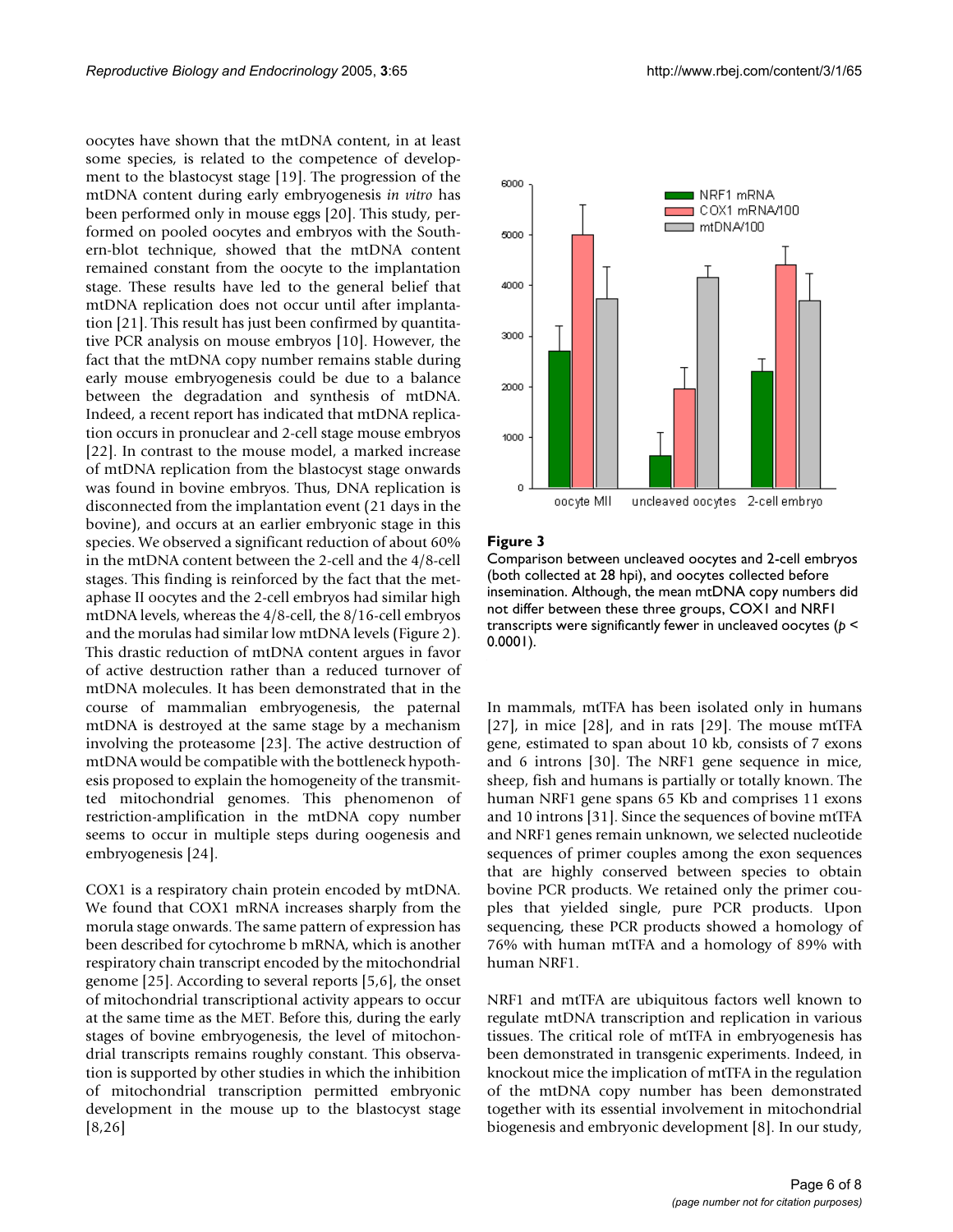oocytes have shown that the mtDNA content, in at least some species, is related to the competence of development to the blastocyst stage [19]. The progression of the mtDNA content during early embryogenesis *in vitro* has been performed only in mouse eggs [20]. This study, performed on pooled oocytes and embryos with the Southern-blot technique, showed that the mtDNA content remained constant from the oocyte to the implantation stage. These results have led to the general belief that mtDNA replication does not occur until after implantation [21]. This result has just been confirmed by quantitative PCR analysis on mouse embryos [10]. However, the fact that the mtDNA copy number remains stable during early mouse embryogenesis could be due to a balance between the degradation and synthesis of mtDNA. Indeed, a recent report has indicated that mtDNA replication occurs in pronuclear and 2-cell stage mouse embryos [22]. In contrast to the mouse model, a marked increase of mtDNA replication from the blastocyst stage onwards was found in bovine embryos. Thus, DNA replication is disconnected from the implantation event (21 days in the bovine), and occurs at an earlier embryonic stage in this species. We observed a significant reduction of about 60% in the mtDNA content between the 2-cell and the 4/8-cell stages. This finding is reinforced by the fact that the metaphase II oocytes and the 2-cell embryos had similar high mtDNA levels, whereas the 4/8-cell, the 8/16-cell embryos and the morulas had similar low mtDNA levels (Figure 2). This drastic reduction of mtDNA content argues in favor of active destruction rather than a reduced turnover of mtDNA molecules. It has been demonstrated that in the course of mammalian embryogenesis, the paternal mtDNA is destroyed at the same stage by a mechanism involving the proteasome [23]. The active destruction of mtDNA would be compatible with the bottleneck hypothesis proposed to explain the homogeneity of the transmitted mitochondrial genomes. This phenomenon of restriction-amplification in the mtDNA copy number seems to occur in multiple steps during oogenesis and embryogenesis [24].

COX1 is a respiratory chain protein encoded by mtDNA. We found that COX1 mRNA increases sharply from the morula stage onwards. The same pattern of expression has been described for cytochrome b mRNA, which is another respiratory chain transcript encoded by the mitochondrial genome [25]. According to several reports [5,6], the onset of mitochondrial transcriptional activity appears to occur at the same time as the MET. Before this, during the early stages of bovine embryogenesis, the level of mitochondrial transcripts remains roughly constant. This observation is supported by other studies in which the inhibition of mitochondrial transcription permitted embryonic development in the mouse up to the blastocyst stage [8,26]

**Figure 3**

Comparison between uncleaved oocytes and 2-cell embryos (both collected at 28 hpi), and oocytes collected before insemination. Although, the mean mtDNA copy numbers did not differ between these three groups, COX1 and NRF1 transcripts were significantly fewer in uncleaved oocytes ($p < 0.0001$).

In mammals, mtTFA has been isolated only in humans [27], in mice [28], and in rats [29]. The mouse mtTFA gene, estimated to span about 10 kb, consists of 7 exons and 6 introns [30]. The NRF1 gene sequence in mice, sheep, fish and humans is partially or totally known. The human NRF1 gene spans 65 Kb and comprises 11 exons and 10 introns [31]. Since the sequences of bovine mtTFA and NRF1 genes remain unknown, we selected nucleotide sequences of primer couples among the exon sequences that are highly conserved between species to obtain bovine PCR products. We retained only the primer couples that yielded single, pure PCR products. Upon sequencing, these PCR products showed a homology of 76% with human mtTFA and a homology of 89% with human NRF1.

NRF1 and mtTFA are ubiquitous factors well known to regulate mtDNA transcription and replication in various tissues. The critical role of mtTFA in embryogenesis has been demonstrated in transgenic experiments. Indeed, in knockout mice the implication of mtTFA in the regulation of the mtDNA copy number has been demonstrated together with its essential involvement in mitochondrial biogenesis and embryonic development [8]. In our study,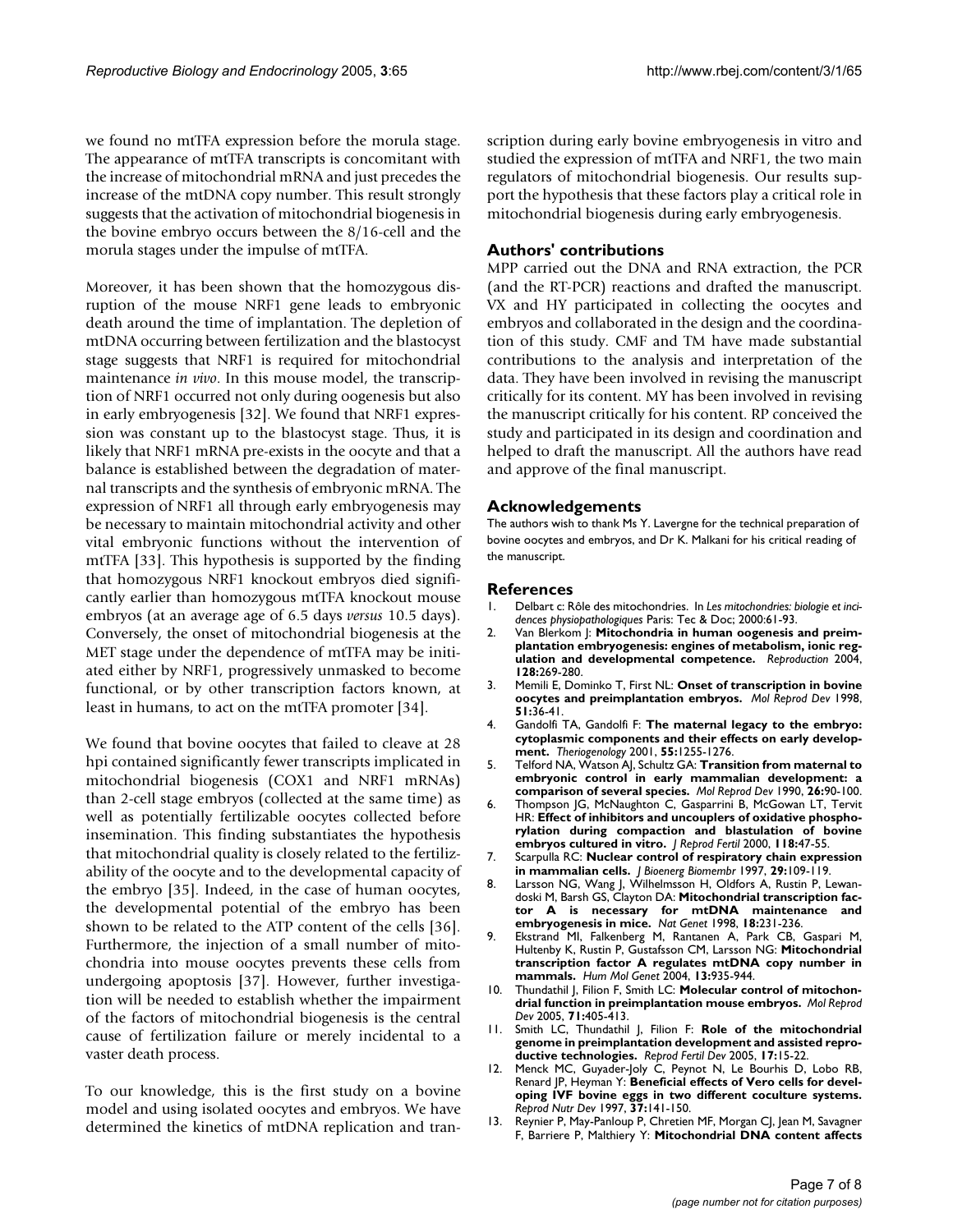we found no mtTFA expression before the morula stage. The appearance of mtTFA transcripts is concomitant with the increase of mitochondrial mRNA and just precedes the increase of the mtDNA copy number. This result strongly suggests that the activation of mitochondrial biogenesis in the bovine embryo occurs between the 8/16-cell and the morula stages under the impulse of mtTFA.

Moreover, it has been shown that the homozygous disruption of the mouse NRF1 gene leads to embryonic death around the time of implantation. The depletion of mtDNA occurring between fertilization and the blastocyst stage suggests that NRF1 is required for mitochondrial maintenance *in vivo*. In this mouse model, the transcription of NRF1 occurred not only during oogenesis but also in early embryogenesis [32]. We found that NRF1 expression was constant up to the blastocyst stage. Thus, it is likely that NRF1 mRNA pre-exists in the oocyte and that a balance is established between the degradation of maternal transcripts and the synthesis of embryonic mRNA. The expression of NRF1 all through early embryogenesis may be necessary to maintain mitochondrial activity and other vital embryonic functions without the intervention of mtTFA [33]. This hypothesis is supported by the finding that homozygous NRF1 knockout embryos died significantly earlier than homozygous mtTFA knockout mouse embryos (at an average age of 6.5 days *versus* 10.5 days). Conversely, the onset of mitochondrial biogenesis at the MET stage under the dependence of mtTFA may be initiated either by NRF1, progressively unmasked to become functional, or by other transcription factors known, at least in humans, to act on the mtTFA promoter [34].

We found that bovine oocytes that failed to cleave at 28 hpi contained significantly fewer transcripts implicated in mitochondrial biogenesis (COX1 and NRF1 mRNAs) than 2-cell stage embryos (collected at the same time) as well as potentially fertilizable oocytes collected before insemination. This finding substantiates the hypothesis that mitochondrial quality is closely related to the fertilizability of the oocyte and to the developmental capacity of the embryo [35]. Indeed, in the case of human oocytes, the developmental potential of the embryo has been shown to be related to the ATP content of the cells [36]. Furthermore, the injection of a small number of mitochondria into mouse oocytes prevents these cells from undergoing apoptosis [37]. However, further investigation will be needed to establish whether the impairment of the factors of mitochondrial biogenesis is the central cause of fertilization failure or merely incidental to a vaster death process.

To our knowledge, this is the first study on a bovine model and using isolated oocytes and embryos. We have determined the kinetics of mtDNA replication and transcription during early bovine embryogenesis in vitro and studied the expression of mtTFA and NRF1, the two main regulators of mitochondrial biogenesis. Our results support the hypothesis that these factors play a critical role in mitochondrial biogenesis during early embryogenesis.

## Authors' contributions

MPP carried out the DNA and RNA extraction, the PCR (and the RT-PCR) reactions and drafted the manuscript. VX and HY participated in collecting the oocytes and embryos and collaborated in the design and the coordination of this study. CMF and TM have made substantial contributions to the analysis and interpretation of the data. They have been involved in revising the manuscript critically for its content. MY has been involved in revising the manuscript critically for his content. RP conceived the study and participated in its design and coordination and helped to draft the manuscript. All the authors have read and approve of the final manuscript.

## Acknowledgements

The authors wish to thank Ms Y. Lavergne for the technical preparation of bovine oocytes and embryos, and Dr K. Malkani for his critical reading of the manuscript.

## References

1. Delbart c: Rôle des mitochondries. In *Les mitochondries: biologie et incidences physiopathologiques* Paris: Tec & Doc; 2000:61-93.
2. Van Blerkom J: **Mitochondria in human oogenesis and preimplantation embryogenesis: engines of metabolism, ionic regulation and developmental competence.** *Reproduction* 2004, **128:**269-280.
3. Memili E, Dominko T, First NL: **Onset of transcription in bovine oocytes and preimplantation embryos.** *Mol Reprod Dev* 1998, **51:**36-41.
4. Gandolfi TA, Gandolfi F: **The maternal legacy to the embryo: cytoplasmic components and their effects on early development.** *Theriogenology* 2001, **55:**1255-1276.
5. Telford NA, Watson AJ, Schultz GA: **Transition from maternal to embryonic control in early mammalian development: a comparison of several species.** *Mol Reprod Dev* 1990, **26:**90-100.
6. Thompson JG, McNaughton C, Gasparrini B, McGowan LT, Tervit HR: **Effect of inhibitors and uncouplers of oxidative phosphorylation during compaction and blastulation of bovine embryos cultured in vitro.** *J Reprod Fertil* 2000, **118:**47-55.
7. Scarpulla RC: **Nuclear control of respiratory chain expression in mammalian cells.** *J Bioenerg Biomembr* 1997, **29:**109-119.
8. Larsson NG, Wang J, Wilhelmsson H, Oldfors A, Rustin P, Lewandoski M, Barsh GS, Clayton DA: **Mitochondrial transcription factor A is necessary for mtDNA maintenance and embryogenesis in mice.** *Nat Genet* 1998, **18:**231-236.
9. Ekstrand MI, Falkenberg M, Rantanen A, Park CB, Gaspari M, Hultenby K, Rustin P, Gustafsson CM, Larsson NG: **Mitochondrial transcription factor A regulates mtDNA copy number in mammals.** *Hum Mol Genet* 2004, **13:**935-944.
10. Thundathil J, Filion F, Smith LC: **Molecular control of mitochondrial function in preimplantation mouse embryos.** *Mol Reprod Dev* 2005, **71:**405-413.
11. Smith LC, Thundathil J, Filion F: **Role of the mitochondrial genome in preimplantation development and assisted reproductive technologies.** *Reprod Fertil Dev* 2005, **17:**15-22.
12. Menck MC, Guyader-Joly C, Peynot N, Le Bourhis D, Lobo RB, Renard JP, Heyman Y: **Beneficial effects of Vero cells for developing IVF bovine eggs in two different coculture systems.** *Reprod Nutr Dev* 1997, **37:**141-150.
13. Reynier P, May-Panloup P, Chretien MF, Morgan CJ, Jean M, Savagner F, Barriere P, Malthiery Y: **Mitochondrial DNA content affects**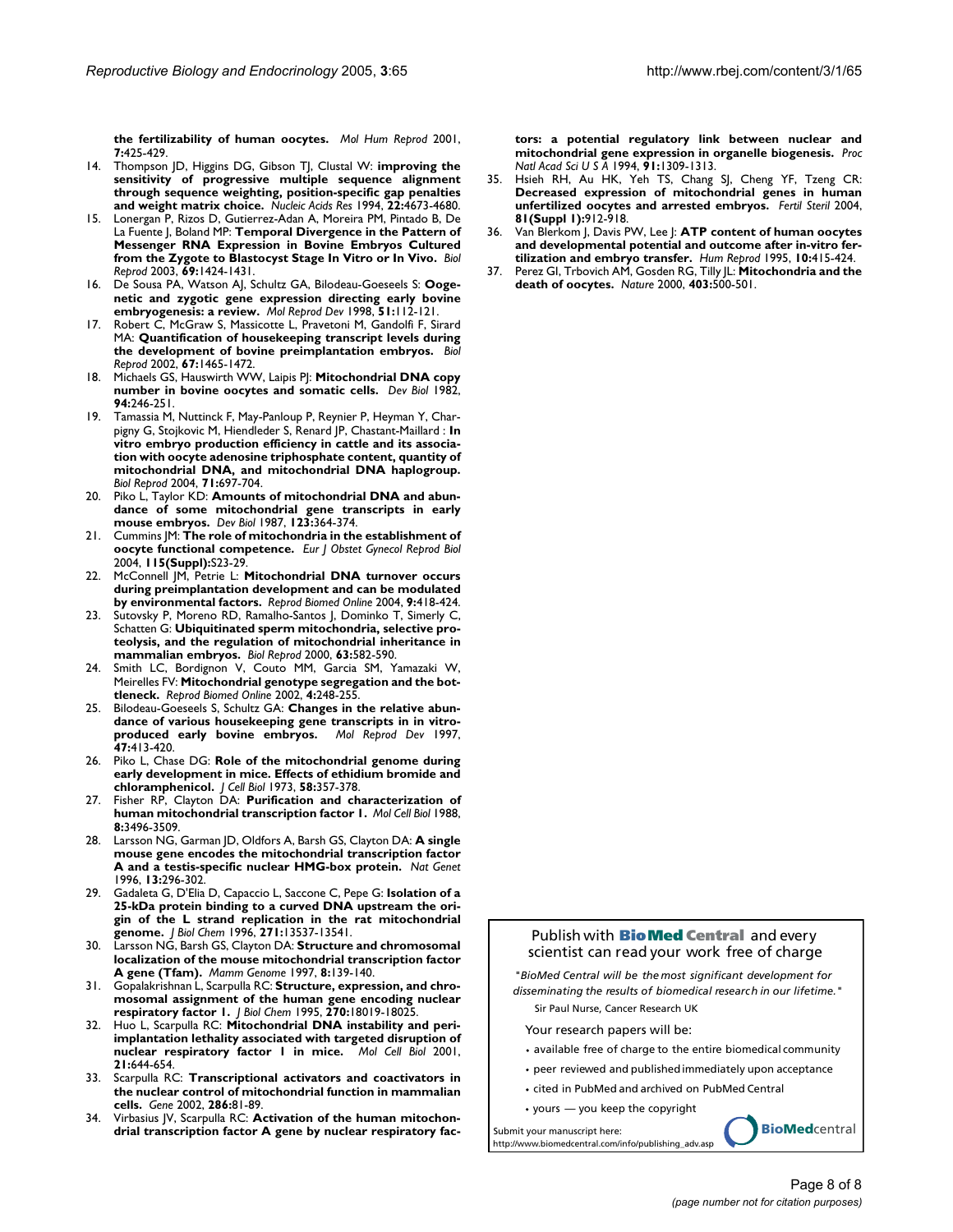the fertilizability of human oocytes. *Mol Hum Reprod* 2001, **7:**425-429.

14. Thompson JD, Higgins DG, Gibson TJ, Clustal W: **improving the sensitivity of progressive multiple sequence alignment through sequence weighting, position-specific gap penalties and weight matrix choice.** *Nucleic Acids Res* 1994, **22:**4673-4680.
15. Lonergan P, Rizos D, Gutierrez-Adan A, Moreira PM, Pintado B, De La Fuente J, Boland MP: **Temporal Divergence in the Pattern of Messenger RNA Expression in Bovine Embryos Cultured from the Zygote to Blastocyst Stage In Vitro or In Vivo.** *Biol Reprod* 2003, **69:**1424-1431.
16. De Sousa PA, Watson AJ, Schultz GA, Bilodeau-Goeseels S: **Oogenetic and zygotic gene expression directing early bovine embryogenesis: a review.** *Mol Reprod Dev* 1998, **51:**112-121.
17. Robert C, McGraw S, Massicotte L, Pravetoni M, Gandolfi F, Sirard MA: **Quantification of housekeeping transcript levels during the development of bovine preimplantation embryos.** *Biol Reprod* 2002, **67:**1465-1472.
18. Michaels GS, Hauswirth WW, Laipis PJ: **Mitochondrial DNA copy number in bovine oocytes and somatic cells.** *Dev Biol* 1982, **94:**246-251.
19. Tamassia M, Nuttinck F, May-Panloup P, Reynier P, Heyman Y, Charpigny G, Stojkovic M, Hiendleder S, Renard JP, Chastant-Maillard : **In vitro embryo production efficiency in cattle and its association with oocyte adenosine triphosphate content, quantity of mitochondrial DNA, and mitochondrial DNA haplogroup.** *Biol Reprod* 2004, **71:**697-704.
20. Piko L, Taylor KD: **Amounts of mitochondrial DNA and abundance of some mitochondrial gene transcripts in early mouse embryos.** *Dev Biol* 1987, **123:**364-374.
21. Cummins JM: **The role of mitochondria in the establishment of oocyte functional competence.** *Eur J Obstet Gynecol Reprod Biol* 2004, **115(Suppl):**S23-29.
22. McConnell JM, Petrie L: **Mitochondrial DNA turnover occurs during preimplantation development and can be modulated by environmental factors.** *Reprod Biomed Online* 2004, **9:**418-424.
23. Sutovsky P, Moreno RD, Ramalho-Santos J, Dominko T, Simerly C, Schatten G: **Ubiquitinated sperm mitochondria, selective proteolysis, and the regulation of mitochondrial inheritance in mammalian embryos.** *Biol Reprod* 2000, **63:**582-590.
24. Smith LC, Bordignon V, Couto MM, Garcia SM, Yamazaki W, Meirelles FV: **Mitochondrial genotype segregation and the bottleneck.** *Reprod Biomed Online* 2002, **4:**248-255.
25. Bilodeau-Goeseels S, Schultz GA: **Changes in the relative abundance of various housekeeping gene transcripts in in vitro-produced early bovine embryos.** *Mol Reprod Dev* 1997, **47:**413-420.
26. Piko L, Chase DG: **Role of the mitochondrial genome during early development in mice. Effects of ethidium bromide and chloramphenicol.** *J Cell Biol* 1973, **58:**357-378.
27. Fisher RP, Clayton DA: **Purification and characterization of human mitochondrial transcription factor 1.** *Mol Cell Biol* 1988, **8:**3496-3509.
28. Larsson NG, Garman JD, Oldfors A, Barsh GS, Clayton DA: **A single mouse gene encodes the mitochondrial transcription factor A and a testis-specific nuclear HMG-box protein.** *Nat Genet* 1996, **13:**296-302.
29. Gadaleta G, D'Elia D, Capaccio L, Saccone C, Pepe G: **Isolation of a 25-kDa protein binding to a curved DNA upstream the origin of the L strand replication in the rat mitochondrial genome.** *J Biol Chem* 1996, **271:**13537-13541.
30. Larsson NG, Barsh GS, Clayton DA: **Structure and chromosomal localization of the mouse mitochondrial transcription factor A gene (Tfam).** *Mamm Genome* 1997, **8:**139-140.
31. Gopalakrishnan L, Scarpulla RC: **Structure, expression, and chromosomal assignment of the human gene encoding nuclear respiratory factor 1.** *J Biol Chem* 1995, **270:**18019-18025.
32. Huo L, Scarpulla RC: **Mitochondrial DNA instability and peri-implantation lethality associated with targeted disruption of nuclear respiratory factor 1 in mice.** *Mol Cell Biol* 2001, **21:**644-654.
33. Scarpulla RC: **Transcriptional activators and coactivators in the nuclear control of mitochondrial function in mammalian cells.** *Gene* 2002, **286:**81-89.
34. Virbasius JV, Scarpulla RC: **Activation of the human mitochondrial transcription factor A gene by nuclear respiratory factors: a potential regulatory link between nuclear and mitochondrial gene expression in organelle biogenesis.** *Proc Natl Acad Sci U S A* 1994, **91:**1309-1313.
35. Hsieh RH, Au HK, Yeh TS, Chang SJ, Cheng YF, Tzeng CR: **Decreased expression of mitochondrial genes in human unfertilized oocytes and arrested embryos.** *Fertil Steril* 2004, **81(Suppl 1):**912-918.
36. Van Blerkom J, Davis PW, Lee J: **ATP content of human oocytes and developmental potential and outcome after in-vitro fertilization and embryo transfer.** *Hum Reprod* 1995, **10:**415-424.
37. Perez GI, Trbovich AM, Gosden RG, Tilly JL: **Mitochondria and the death of oocytes.** *Nature* 2000, **403:**500-501.

Publish with **BioMed Central** and every scientist can read your work free of charge

*"BioMed Central will be the most significant development for disseminating the results of biomedical research in our lifetime."*
Sir Paul Nurse, Cancer Research UK

Your research papers will be:

- available free of charge to the entire biomedical community
- peer reviewed and published immediately upon acceptance
- cited in PubMed and archived on PubMed Central
- yours — you keep the copyright

Submit your manuscript here:
http://www.biomedcentral.com/info/publishing_adv.asp

**BioMed**central